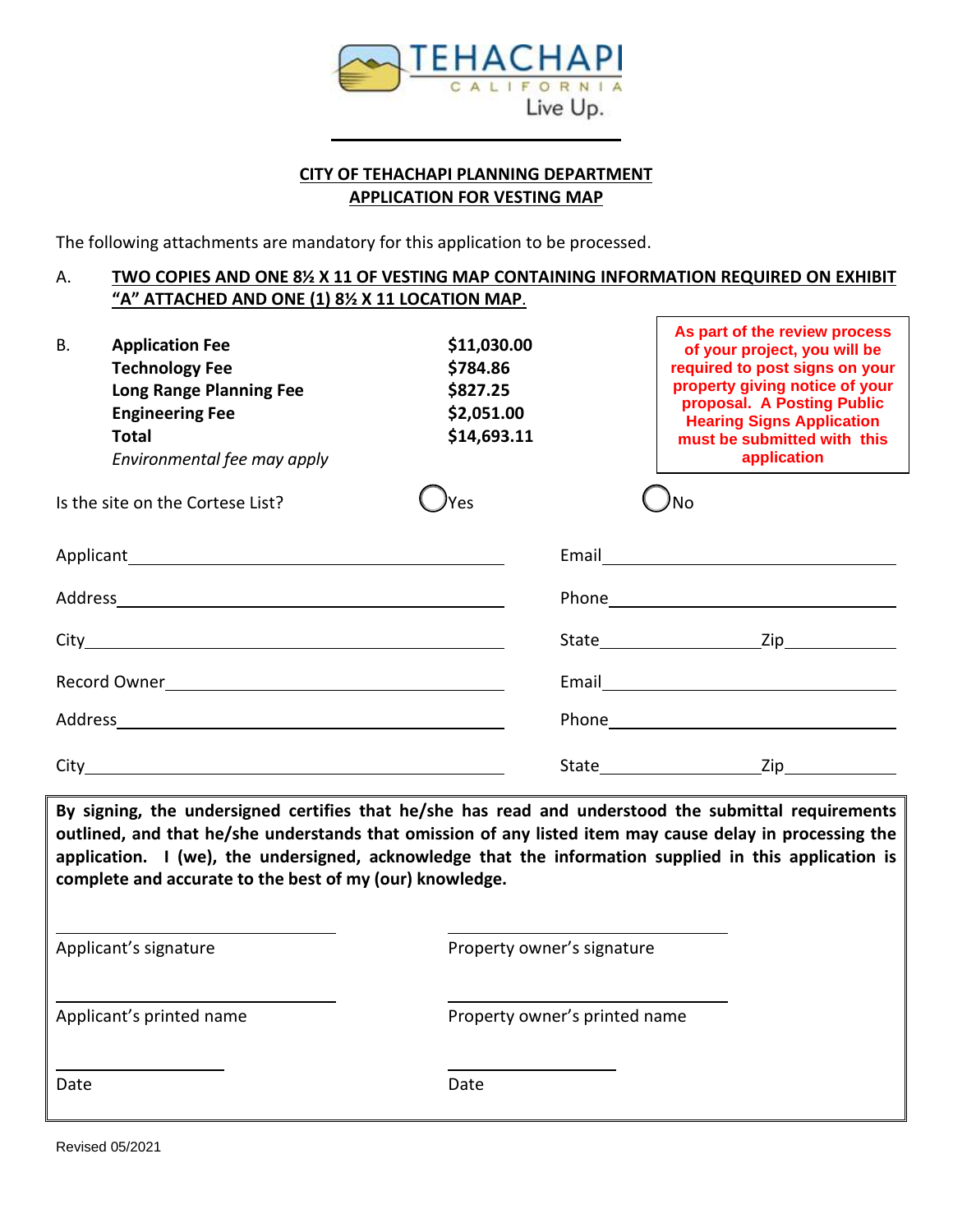TEHACHAPI
CALIFORNIA
Live Up.

## CITY OF TEHACHAPI PLANNING DEPARTMENT
## APPLICATION FOR VESTING MAP

The following attachments are mandatory for this application to be processed.

A. **TWO COPIES AND ONE 8½ X 11 OF VESTING MAP CONTAINING INFORMATION REQUIRED ON EXHIBIT "A" ATTACHED AND ONE (1) 8½ X 11 LOCATION MAP.**

B.

| | |
|---|---|
| **Application Fee** | **$11,030.00** |
| **Technology Fee** | **$784.86** |
| **Long Range Planning Fee** | **$827.25** |
| **Engineering Fee** | **$2,051.00** |
| **Total** | **$14,693.11** |
| *Environmental fee may apply* | |

**As part of the review process of your project, you will be required to post signs on your property giving notice of your proposal. A Posting Public Hearing Signs Application must be submitted with this application**

Is the site on the Cortese List? ◯ Yes ◯ No

Applicant\_\_\_\_\_\_\_\_\_\_\_\_\_\_\_\_\_\_\_\_ Email\_\_\_\_\_\_\_\_\_\_\_\_\_\_\_\_\_\_\_\_

Address\_\_\_\_\_\_\_\_\_\_\_\_\_\_\_\_\_\_\_\_ Phone\_\_\_\_\_\_\_\_\_\_\_\_\_\_\_\_\_\_\_\_

City\_\_\_\_\_\_\_\_\_\_\_\_\_\_\_\_\_\_\_\_ State\_\_\_\_\_\_\_\_\_\_ Zip\_\_\_\_\_\_\_\_\_\_

Record Owner\_\_\_\_\_\_\_\_\_\_\_\_\_\_\_\_\_\_\_\_ Email\_\_\_\_\_\_\_\_\_\_\_\_\_\_\_\_\_\_\_\_

Address\_\_\_\_\_\_\_\_\_\_\_\_\_\_\_\_\_\_\_\_ Phone\_\_\_\_\_\_\_\_\_\_\_\_\_\_\_\_\_\_\_\_

City\_\_\_\_\_\_\_\_\_\_\_\_\_\_\_\_\_\_\_\_ State\_\_\_\_\_\_\_\_\_\_ Zip\_\_\_\_\_\_\_\_\_\_

**By signing, the undersigned certifies that he/she has read and understood the submittal requirements outlined, and that he/she understands that omission of any listed item may cause delay in processing the application. I (we), the undersigned, acknowledge that the information supplied in this application is complete and accurate to the best of my (our) knowledge.**

\_\_\_\_\_\_\_\_\_\_\_\_\_\_\_\_\_\_\_\_ \_\_\_\_\_\_\_\_\_\_\_\_\_\_\_\_\_\_\_\_
Applicant's signature Property owner's signature

\_\_\_\_\_\_\_\_\_\_\_\_\_\_\_\_\_\_\_\_ \_\_\_\_\_\_\_\_\_\_\_\_\_\_\_\_\_\_\_\_
Applicant's printed name Property owner's printed name

\_\_\_\_\_\_\_\_\_\_\_\_ \_\_\_\_\_\_\_\_\_\_\_\_
Date Date

Revised 05/2021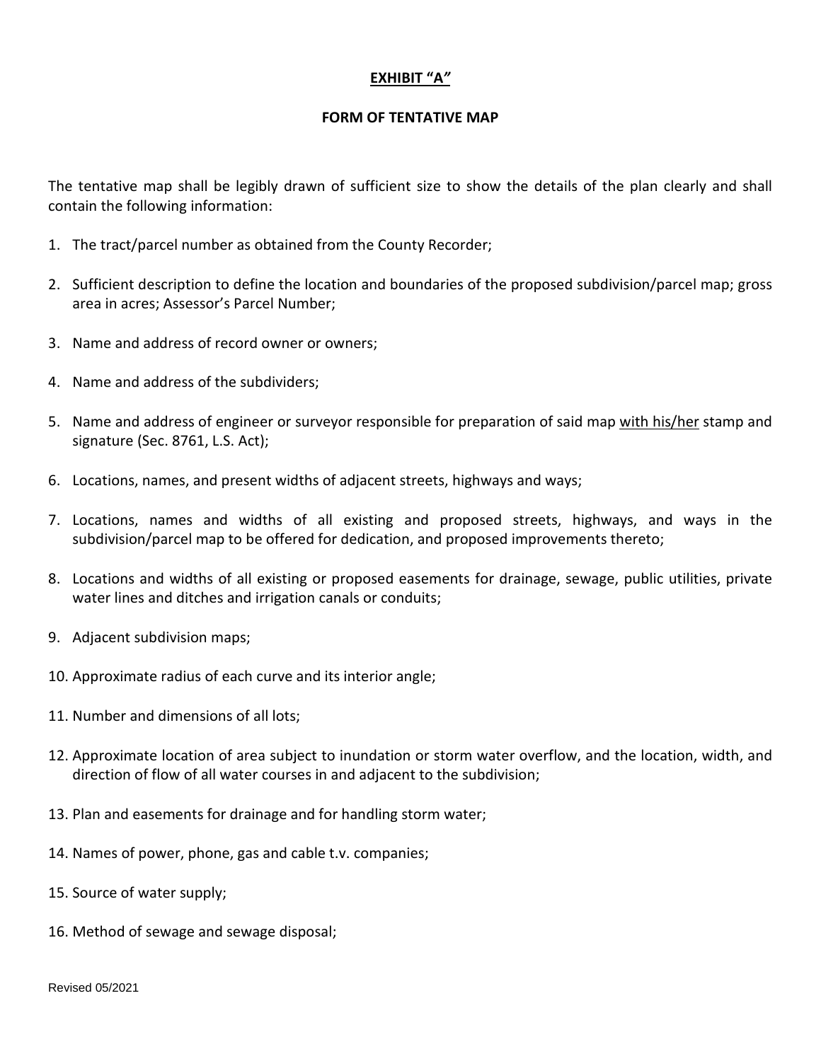**<u>EXHIBIT "A"</u>**

**FORM OF TENTATIVE MAP**

The tentative map shall be legibly drawn of sufficient size to show the details of the plan clearly and shall contain the following information:

1. The tract/parcel number as obtained from the County Recorder;
2. Sufficient description to define the location and boundaries of the proposed subdivision/parcel map; gross area in acres; Assessor's Parcel Number;
3. Name and address of record owner or owners;
4. Name and address of the subdividers;
5. Name and address of engineer or surveyor responsible for preparation of said map <u>with his/her</u> stamp and signature (Sec. 8761, L.S. Act);
6. Locations, names, and present widths of adjacent streets, highways and ways;
7. Locations, names and widths of all existing and proposed streets, highways, and ways in the subdivision/parcel map to be offered for dedication, and proposed improvements thereto;
8. Locations and widths of all existing or proposed easements for drainage, sewage, public utilities, private water lines and ditches and irrigation canals or conduits;
9. Adjacent subdivision maps;
10. Approximate radius of each curve and its interior angle;
11. Number and dimensions of all lots;
12. Approximate location of area subject to inundation or storm water overflow, and the location, width, and direction of flow of all water courses in and adjacent to the subdivision;
13. Plan and easements for drainage and for handling storm water;
14. Names of power, phone, gas and cable t.v. companies;
15. Source of water supply;
16. Method of sewage and sewage disposal;

Revised 05/2021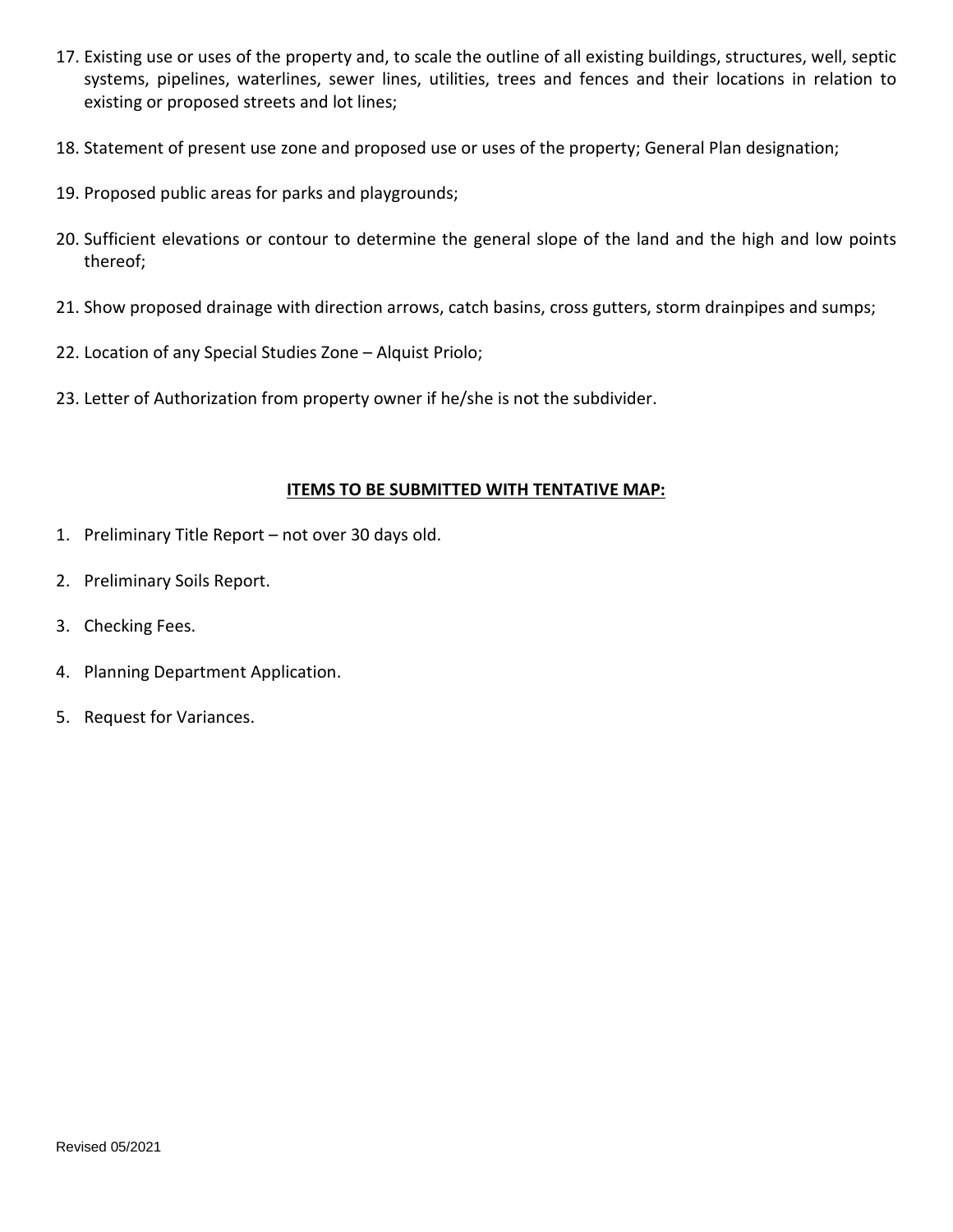17. Existing use or uses of the property and, to scale the outline of all existing buildings, structures, well, septic systems, pipelines, waterlines, sewer lines, utilities, trees and fences and their locations in relation to existing or proposed streets and lot lines;

18. Statement of present use zone and proposed use or uses of the property; General Plan designation;

19. Proposed public areas for parks and playgrounds;

20. Sufficient elevations or contour to determine the general slope of the land and the high and low points thereof;

21. Show proposed drainage with direction arrows, catch basins, cross gutters, storm drainpipes and sumps;

22. Location of any Special Studies Zone – Alquist Priolo;

23. Letter of Authorization from property owner if he/she is not the subdivider.

## ITEMS TO BE SUBMITTED WITH TENTATIVE MAP:

1. Preliminary Title Report – not over 30 days old.
2. Preliminary Soils Report.
3. Checking Fees.
4. Planning Department Application.
5. Request for Variances.

Revised 05/2021